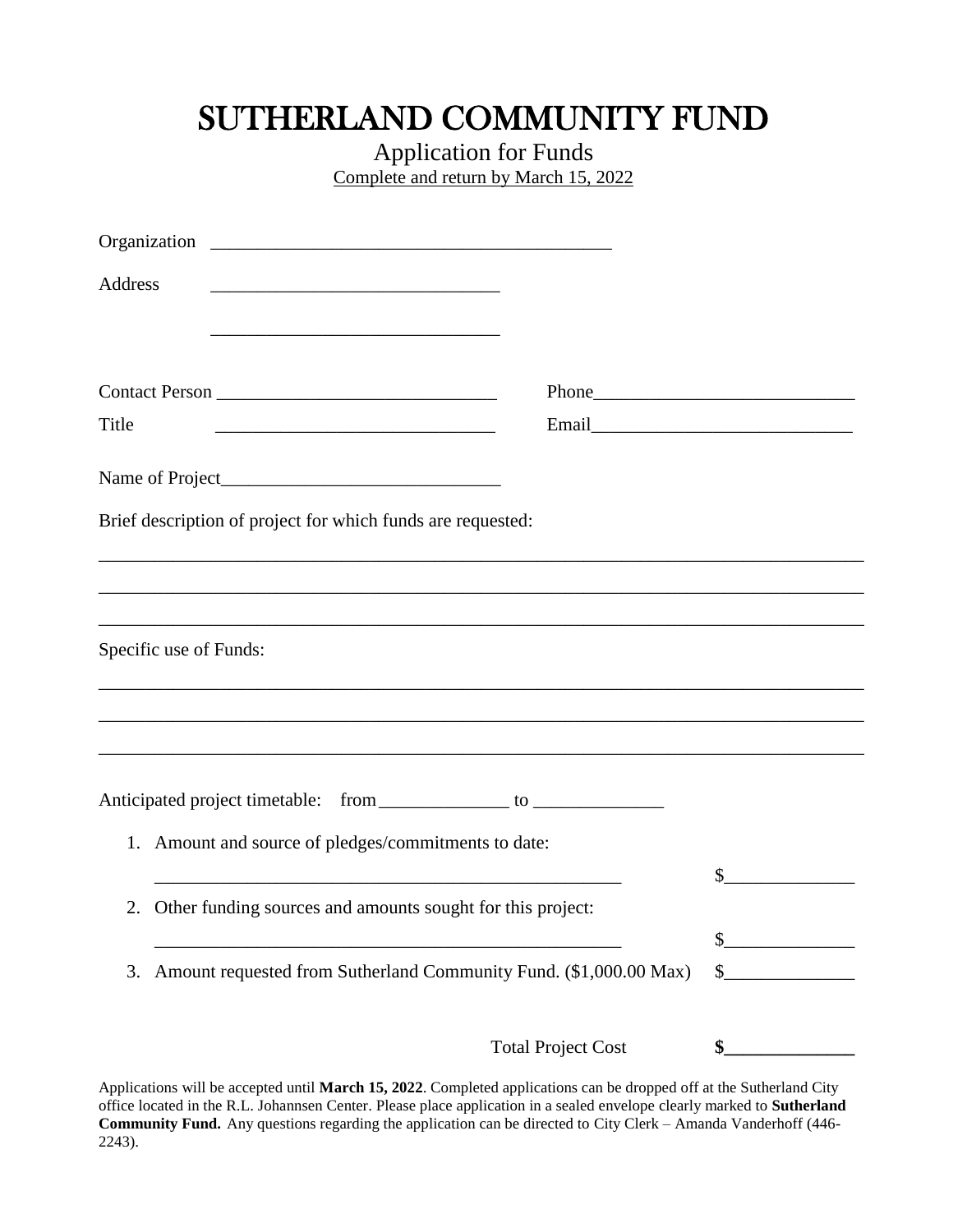# SUTHERLAND COMMUNITY FUND

Application for Funds

Complete and return by March 15, 2022

Organization ____________________________________________

Address ________________________________

________________________________

Contact Person ______________________________ Phone____________________________

Title ______________________________ Email_____________________________

Name of Project______________________________

Brief description of project for which funds are requested:

_____________________________________________________________________________________

_____________________________________________________________________________________

_____________________________________________________________________________________

Specific use of Funds:

_____________________________________________________________________________________

_____________________________________________________________________________________

_____________________________________________________________________________________

Anticipated project timetable: from ______________ to ______________

1. Amount and source of pledges/commitments to date:

   ____________________________________________________ $______________

2. Other funding sources and amounts sought for this project:

   ____________________________________________________ $______________

3. Amount requested from Sutherland Community Fund. ($1,000.00 Max) $______________

Total Project Cost **$______________**

Applications will be accepted until **March 15, 2022**. Completed applications can be dropped off at the Sutherland City office located in the R.L. Johannsen Center. Please place application in a sealed envelope clearly marked to **Sutherland Community Fund.** Any questions regarding the application can be directed to City Clerk – Amanda Vanderhoff (446-2243).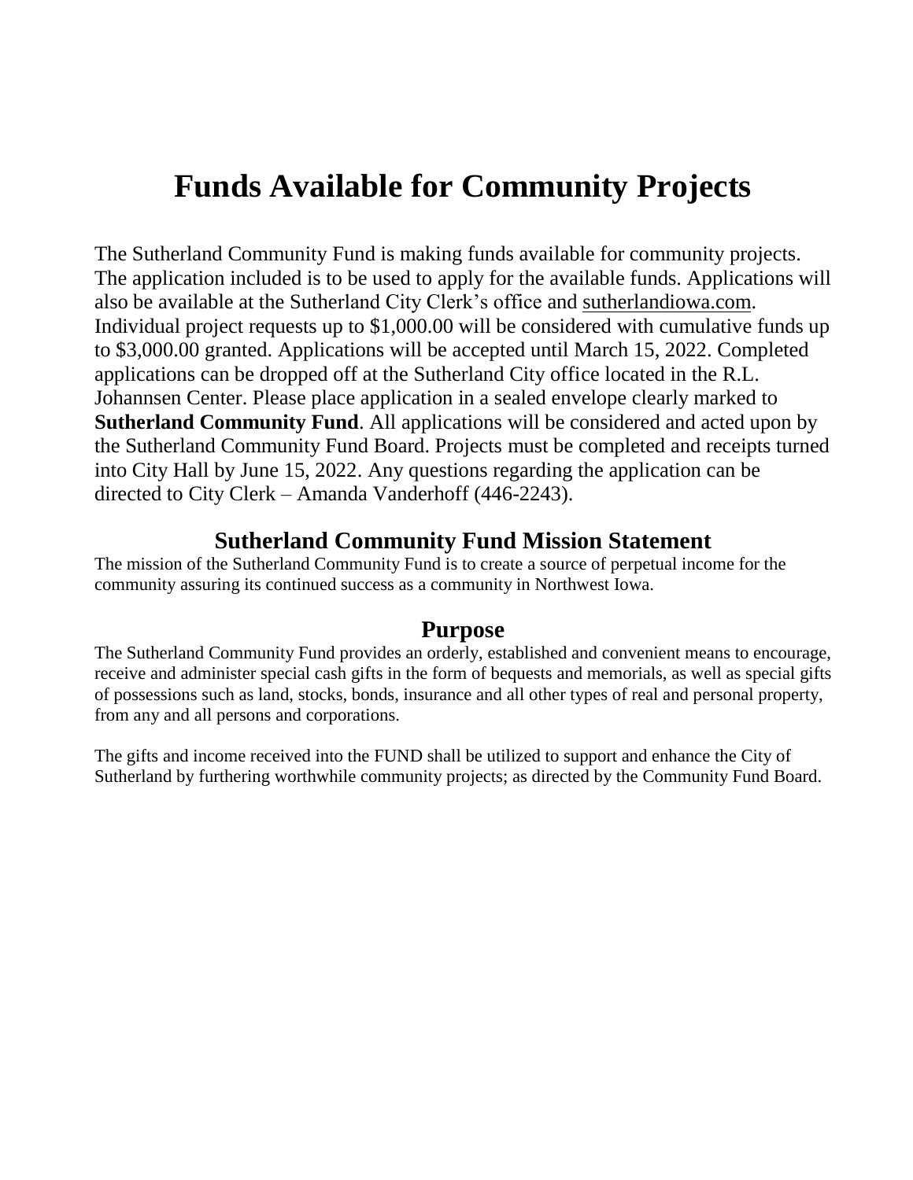# Funds Available for Community Projects

The Sutherland Community Fund is making funds available for community projects. The application included is to be used to apply for the available funds. Applications will also be available at the Sutherland City Clerk's office and sutherlandiowa.com. Individual project requests up to $1,000.00 will be considered with cumulative funds up to $3,000.00 granted. Applications will be accepted until March 15, 2022. Completed applications can be dropped off at the Sutherland City office located in the R.L. Johannsen Center. Please place application in a sealed envelope clearly marked to **Sutherland Community Fund**. All applications will be considered and acted upon by the Sutherland Community Fund Board. Projects must be completed and receipts turned into City Hall by June 15, 2022. Any questions regarding the application can be directed to City Clerk – Amanda Vanderhoff (446-2243).

## Sutherland Community Fund Mission Statement

The mission of the Sutherland Community Fund is to create a source of perpetual income for the community assuring its continued success as a community in Northwest Iowa.

## Purpose

The Sutherland Community Fund provides an orderly, established and convenient means to encourage, receive and administer special cash gifts in the form of bequests and memorials, as well as special gifts of possessions such as land, stocks, bonds, insurance and all other types of real and personal property, from any and all persons and corporations.

The gifts and income received into the FUND shall be utilized to support and enhance the City of Sutherland by furthering worthwhile community projects; as directed by the Community Fund Board.